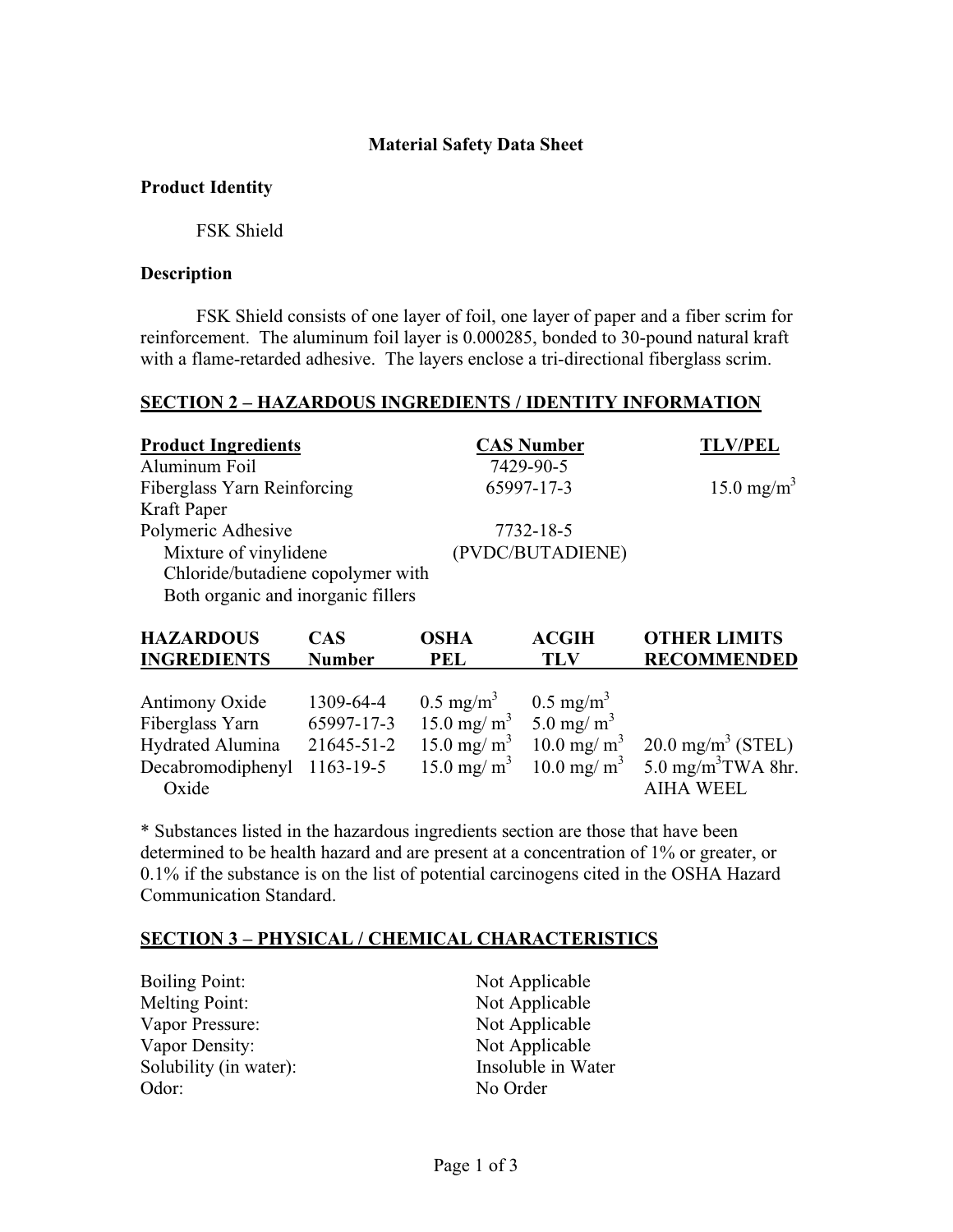# Material Safety Data Sheet

## Product Identity

FSK Shield

## Description

FSK Shield consists of one layer of foil, one layer of paper and a fiber scrim for reinforcement. The aluminum foil layer is 0.000285, bonded to 30-pound natural kraft with a flame-retarded adhesive. The layers enclose a tri-directional fiberglass scrim.

## SECTION 2 – HAZARDOUS INGREDIENTS / IDENTITY INFORMATION

| Product Ingredients | CAS Number | TLV/PEL |
|---|---|---|
| Aluminum Foil | 7429-90-5 | |
| Fiberglass Yarn Reinforcing | 65997-17-3 | 15.0 mg/$m^3$ |
| Kraft Paper | | |
| Polymeric Adhesive | 7732-18-5 | |
| Mixture of vinylidene Chloride/butadiene copolymer with Both organic and inorganic fillers | (PVDC/BUTADIENE) | |

| HAZARDOUS INGREDIENTS | CAS Number | OSHA PEL | ACGIH TLV | OTHER LIMITS RECOMMENDED |
|---|---|---|---|---|
| Antimony Oxide | 1309-64-4 | 0.5 mg/$m^3$ | 0.5 mg/$m^3$ | |
| Fiberglass Yarn | 65997-17-3 | 15.0 mg/ $m^3$ | 5.0 mg/ $m^3$ | |
| Hydrated Alumina | 21645-51-2 | 15.0 mg/ $m^3$ | 10.0 mg/ $m^3$ | 20.0 mg/$m^3$ (STEL) |
| Decabromodiphenyl Oxide | 1163-19-5 | 15.0 mg/ $m^3$ | 10.0 mg/ $m^3$ | 5.0 mg/$m^3$TWA 8hr. AIHA WEEL |

* Substances listed in the hazardous ingredients section are those that have been determined to be health hazard and are present at a concentration of 1% or greater, or 0.1% if the substance is on the list of potential carcinogens cited in the OSHA Hazard Communication Standard.

## SECTION 3 – PHYSICAL / CHEMICAL CHARACTERISTICS

| | |
|---|---|
| Boiling Point: | Not Applicable |
| Melting Point: | Not Applicable |
| Vapor Pressure: | Not Applicable |
| Vapor Density: | Not Applicable |
| Solubility (in water): | Insoluble in Water |
| Odor: | No Order |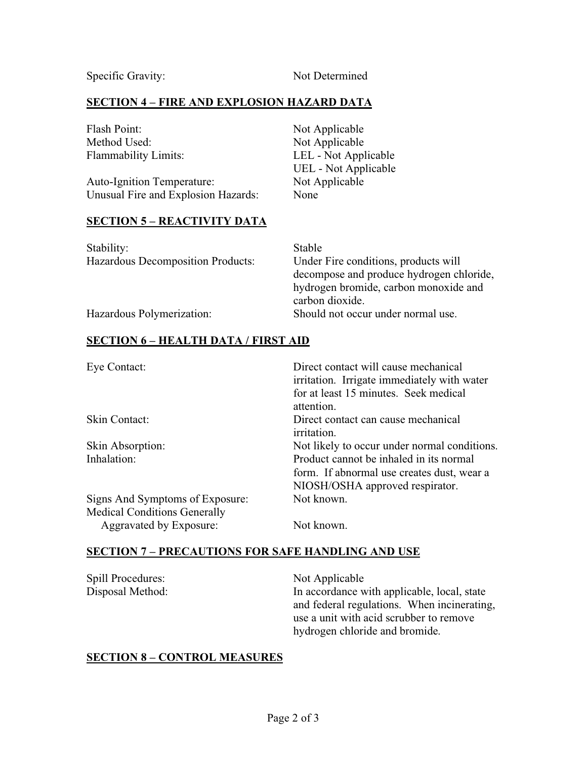Specific Gravity: Not Determined

## SECTION 4 – FIRE AND EXPLOSION HAZARD DATA

| | |
|---|---|
| Flash Point: | Not Applicable |
| Method Used: | Not Applicable |
| Flammability Limits: | LEL - Not Applicable<br>UEL - Not Applicable |
| Auto-Ignition Temperature: | Not Applicable |
| Unusual Fire and Explosion Hazards: | None |

## SECTION 5 – REACTIVITY DATA

| | |
|---|---|
| Stability: | Stable |
| Hazardous Decomposition Products: | Under Fire conditions, products will decompose and produce hydrogen chloride, hydrogen bromide, carbon monoxide and carbon dioxide. |
| Hazardous Polymerization: | Should not occur under normal use. |

## SECTION 6 – HEALTH DATA / FIRST AID

| | |
|---|---|
| Eye Contact: | Direct contact will cause mechanical irritation. Irrigate immediately with water for at least 15 minutes. Seek medical attention. |
| Skin Contact: | Direct contact can cause mechanical irritation. |
| Skin Absorption: | Not likely to occur under normal conditions. |
| Inhalation: | Product cannot be inhaled in its normal form. If abnormal use creates dust, wear a NIOSH/OSHA approved respirator. |
| Signs And Symptoms of Exposure: | Not known. |
| Medical Conditions Generally Aggravated by Exposure: | Not known. |

## SECTION 7 – PRECAUTIONS FOR SAFE HANDLING AND USE

| | |
|---|---|
| Spill Procedures: | Not Applicable |
| Disposal Method: | In accordance with applicable, local, state and federal regulations. When incinerating, use a unit with acid scrubber to remove hydrogen chloride and bromide. |

## SECTION 8 – CONTROL MEASURES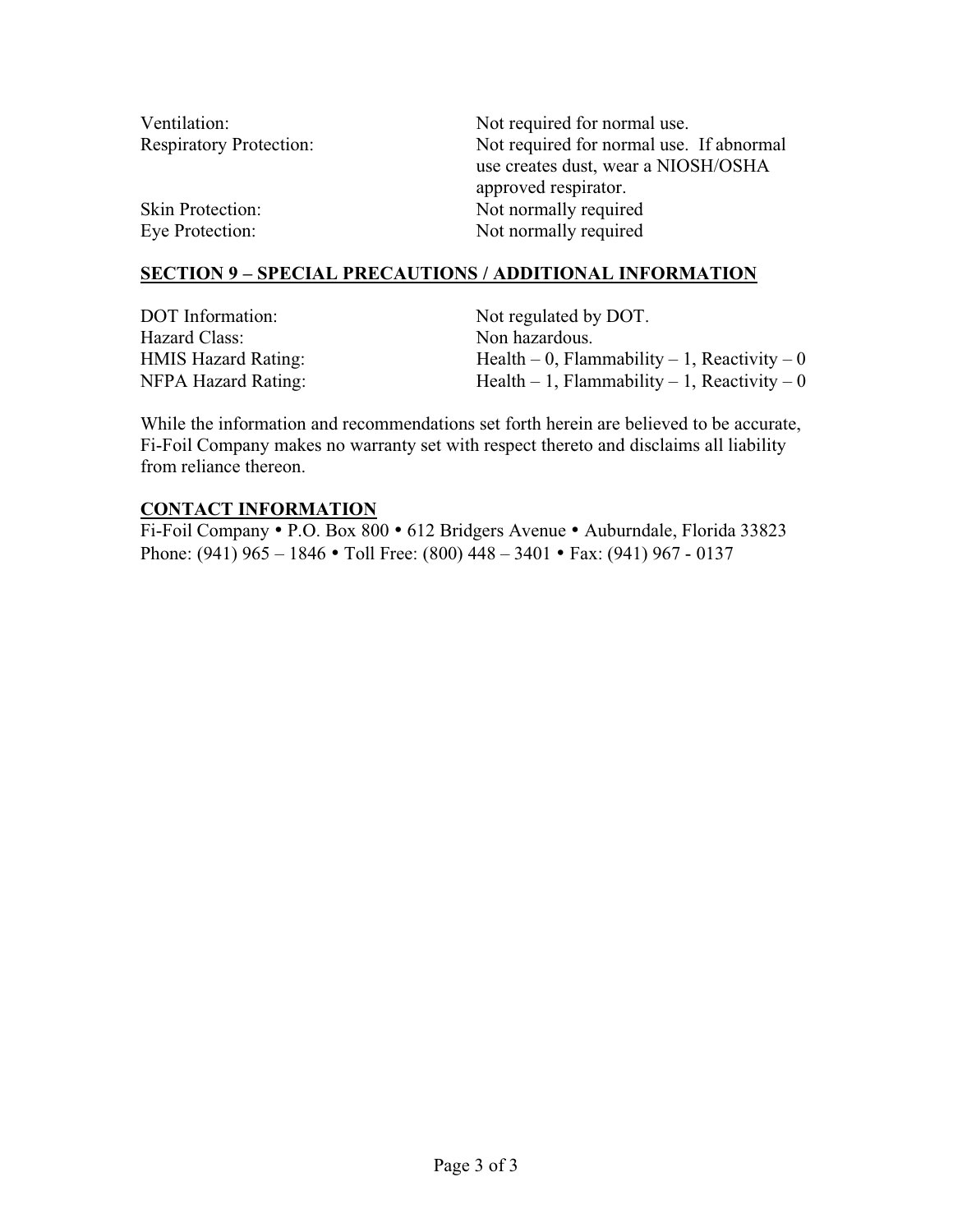| | |
|---|---|
| Ventilation: | Not required for normal use. |
| Respiratory Protection: | Not required for normal use. If abnormal use creates dust, wear a NIOSH/OSHA approved respirator. |
| Skin Protection: | Not normally required |
| Eye Protection: | Not normally required |

## SECTION 9 – SPECIAL PRECAUTIONS / ADDITIONAL INFORMATION

| | |
|---|---|
| DOT Information: | Not regulated by DOT. |
| Hazard Class: | Non hazardous. |
| HMIS Hazard Rating: | Health – 0, Flammability – 1, Reactivity – 0 |
| NFPA Hazard Rating: | Health – 1, Flammability – 1, Reactivity – 0 |

While the information and recommendations set forth herein are believed to be accurate, Fi-Foil Company makes no warranty set with respect thereto and disclaims all liability from reliance thereon.

## CONTACT INFORMATION

Fi-Foil Company • P.O. Box 800 • 612 Bridgers Avenue • Auburndale, Florida 33823
Phone: (941) 965 – 1846 • Toll Free: (800) 448 – 3401 • Fax: (941) 967 - 0137